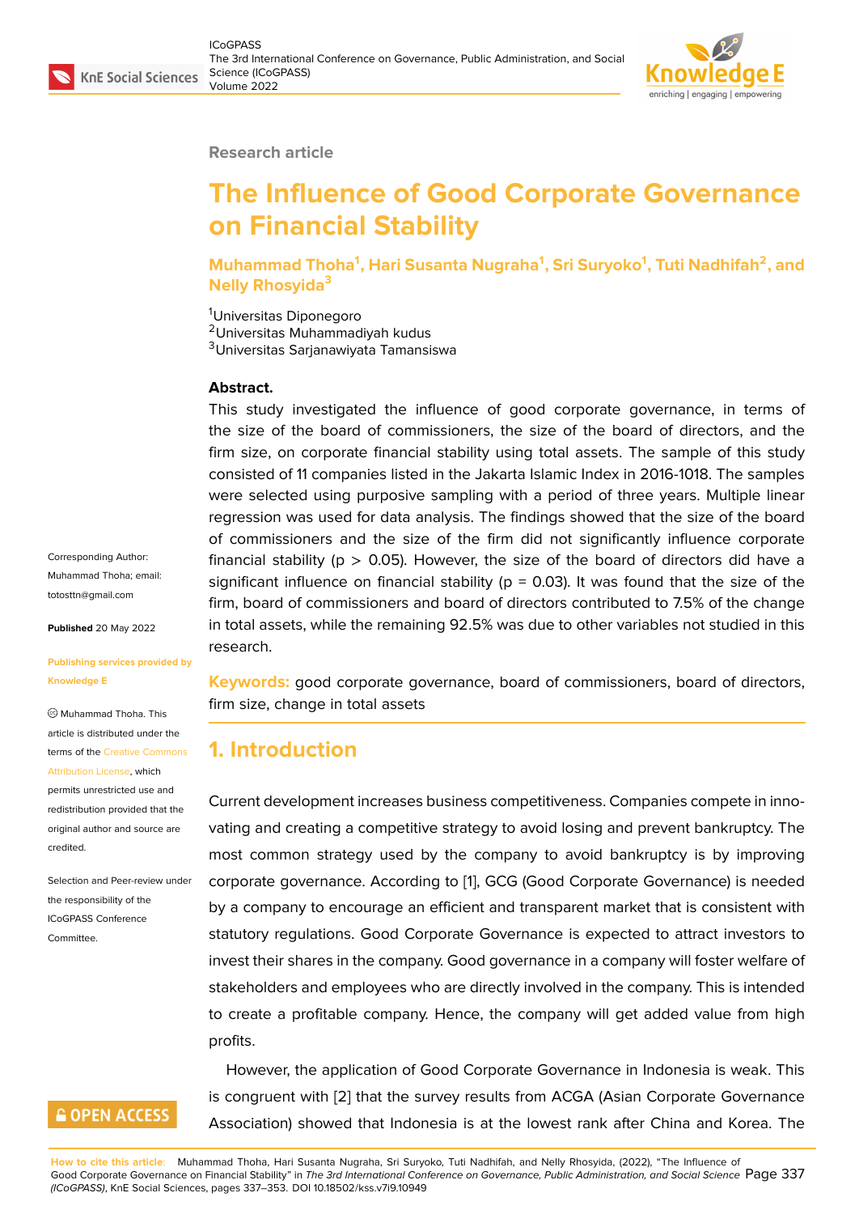Research article

# The Influence of Good Corporate Governance on Financial Stability

**Muhammad Thoha[1], Hari Susanta Nugraha[1], Sri Suryoko[1], Tuti Nadhifah[2], and Nelly Rhosyida[3]**

[1]Universitas Diponegoro
[2]Universitas Muhammadiyah kudus
[3]Universitas Sarjanawiyata Tamansiswa

**Abstract.**
This study investigated the influence of good corporate governance, in terms of the size of the board of commissioners, the size of the board of directors, and the firm size, on corporate financial stability using total assets. The sample of this study consisted of 11 companies listed in the Jakarta Islamic Index in 2016-1018. The samples were selected using purposive sampling with a period of three years. Multiple linear regression was used for data analysis. The findings showed that the size of the board of commissioners and the size of the firm did not significantly influence corporate financial stability ($p > 0.05$). However, the size of the board of directors did have a significant influence on financial stability ($p = 0.03$). It was found that the size of the firm, board of commissioners and board of directors contributed to 7.5% of the change in total assets, while the remaining 92.5% was due to other variables not studied in this research.

**Keywords:** good corporate governance, board of commissioners, board of directors, firm size, change in total assets

Corresponding Author: Muhammad Thoha; email: totosttn@gmail.com

**Published** 20 May 2022

**Publishing services provided by Knowledge E**

© Muhammad Thoha. This article is distributed under the terms of the Creative Commons Attribution License, which permits unrestricted use and redistribution provided that the original author and source are credited.

Selection and Peer-review under the responsibility of the ICoGPASS Conference Committee.

## 1. Introduction

Current development increases business competitiveness. Companies compete in innovating and creating a competitive strategy to avoid losing and prevent bankruptcy. The most common strategy used by the company to avoid bankruptcy is by improving corporate governance. According to [1], GCG (Good Corporate Governance) is needed by a company to encourage an efficient and transparent market that is consistent with statutory regulations. Good Corporate Governance is expected to attract investors to invest their shares in the company. Good governance in a company will foster welfare of stakeholders and employees who are directly involved in the company. This is intended to create a profitable company. Hence, the company will get added value from high profits.

However, the application of Good Corporate Governance in Indonesia is weak. This is congruent with [2] that the survey results from ACGA (Asian Corporate Governance Association) showed that Indonesia is at the lowest rank after China and Korea. The

How to cite this article: Muhammad Thoha, Hari Susanta Nugraha, Sri Suryoko, Tuti Nadhifah, and Nelly Rhosyida, (2022), "The Influence of Good Corporate Governance on Financial Stability" in *The 3rd International Conference on Governance, Public Administration, and Social Science (ICoGPASS)*, KnE Social Sciences, pages 337–353. DOI 10.18502/kss.v7i9.10949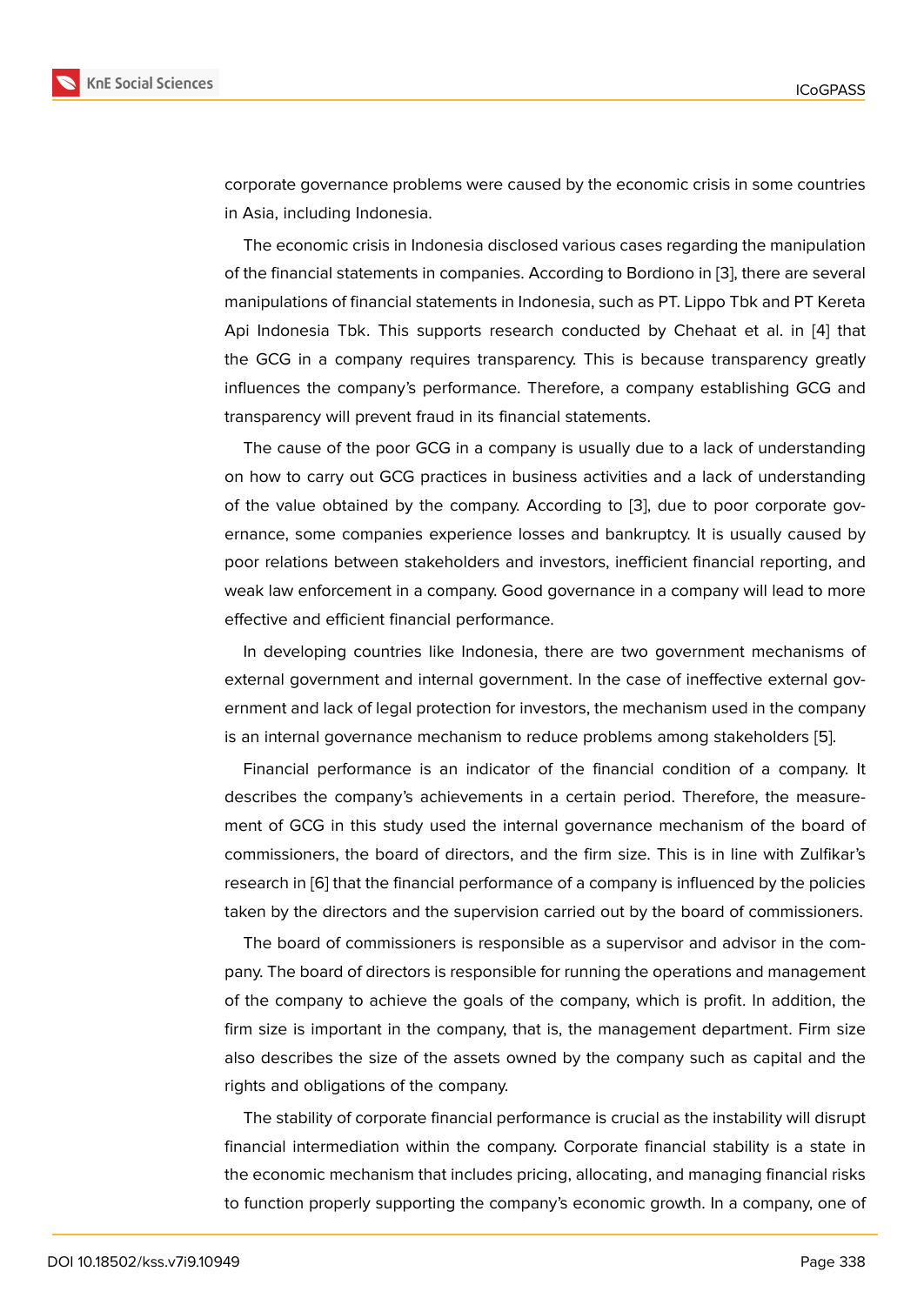corporate governance problems were caused by the economic crisis in some countries in Asia, including Indonesia.

The economic crisis in Indonesia disclosed various cases regarding the manipulation of the financial statements in companies. According to Bordiono in [3], there are several manipulations of financial statements in Indonesia, such as PT. Lippo Tbk and PT Kereta Api Indonesia Tbk. This supports research conducted by Chehaat et al. in [4] that the GCG in a company requires transparency. This is because transparency greatly influences the company's performance. Therefore, a company establishing GCG and transparency will prevent fraud in its financial statements.

The cause of the poor GCG in a company is usually due to a lack of understanding on how to carry out GCG practices in business activities and a lack of understanding of the value obtained by the company. According to [3], due to poor corporate governance, some companies experience losses and bankruptcy. It is usually caused by poor relations between stakeholders and investors, inefficient financial reporting, and weak law enforcement in a company. Good governance in a company will lead to more effective and efficient financial performance.

In developing countries like Indonesia, there are two government mechanisms of external government and internal government. In the case of ineffective external government and lack of legal protection for investors, the mechanism used in the company is an internal governance mechanism to reduce problems among stakeholders [5].

Financial performance is an indicator of the financial condition of a company. It describes the company's achievements in a certain period. Therefore, the measurement of GCG in this study used the internal governance mechanism of the board of commissioners, the board of directors, and the firm size. This is in line with Zulfikar's research in [6] that the financial performance of a company is influenced by the policies taken by the directors and the supervision carried out by the board of commissioners.

The board of commissioners is responsible as a supervisor and advisor in the company. The board of directors is responsible for running the operations and management of the company to achieve the goals of the company, which is profit. In addition, the firm size is important in the company, that is, the management department. Firm size also describes the size of the assets owned by the company such as capital and the rights and obligations of the company.

The stability of corporate financial performance is crucial as the instability will disrupt financial intermediation within the company. Corporate financial stability is a state in the economic mechanism that includes pricing, allocating, and managing financial risks to function properly supporting the company's economic growth. In a company, one of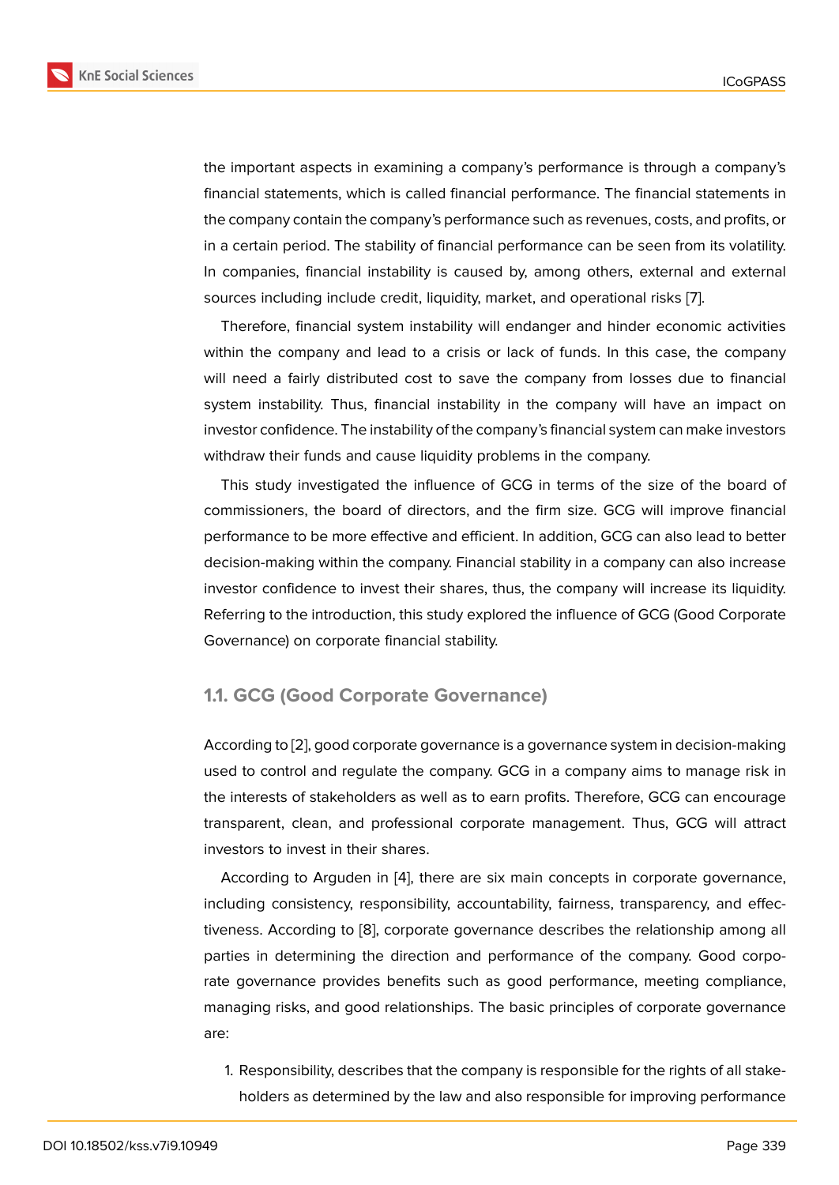the important aspects in examining a company's performance is through a company's financial statements, which is called financial performance. The financial statements in the company contain the company's performance such as revenues, costs, and profits, or in a certain period. The stability of financial performance can be seen from its volatility. In companies, financial instability is caused by, among others, external and external sources including include credit, liquidity, market, and operational risks [7].

Therefore, financial system instability will endanger and hinder economic activities within the company and lead to a crisis or lack of funds. In this case, the company will need a fairly distributed cost to save the company from losses due to financial system instability. Thus, financial instability in the company will have an impact on investor confidence. The instability of the company's financial system can make investors withdraw their funds and cause liquidity problems in the company.

This study investigated the influence of GCG in terms of the size of the board of commissioners, the board of directors, and the firm size. GCG will improve financial performance to be more effective and efficient. In addition, GCG can also lead to better decision-making within the company. Financial stability in a company can also increase investor confidence to invest their shares, thus, the company will increase its liquidity. Referring to the introduction, this study explored the influence of GCG (Good Corporate Governance) on corporate financial stability.

### 1.1. GCG (Good Corporate Governance)

According to [2], good corporate governance is a governance system in decision-making used to control and regulate the company. GCG in a company aims to manage risk in the interests of stakeholders as well as to earn profits. Therefore, GCG can encourage transparent, clean, and professional corporate management. Thus, GCG will attract investors to invest in their shares.

According to Arguden in [4], there are six main concepts in corporate governance, including consistency, responsibility, accountability, fairness, transparency, and effectiveness. According to [8], corporate governance describes the relationship among all parties in determining the direction and performance of the company. Good corporate governance provides benefits such as good performance, meeting compliance, managing risks, and good relationships. The basic principles of corporate governance are:

1. Responsibility, describes that the company is responsible for the rights of all stakeholders as determined by the law and also responsible for improving performance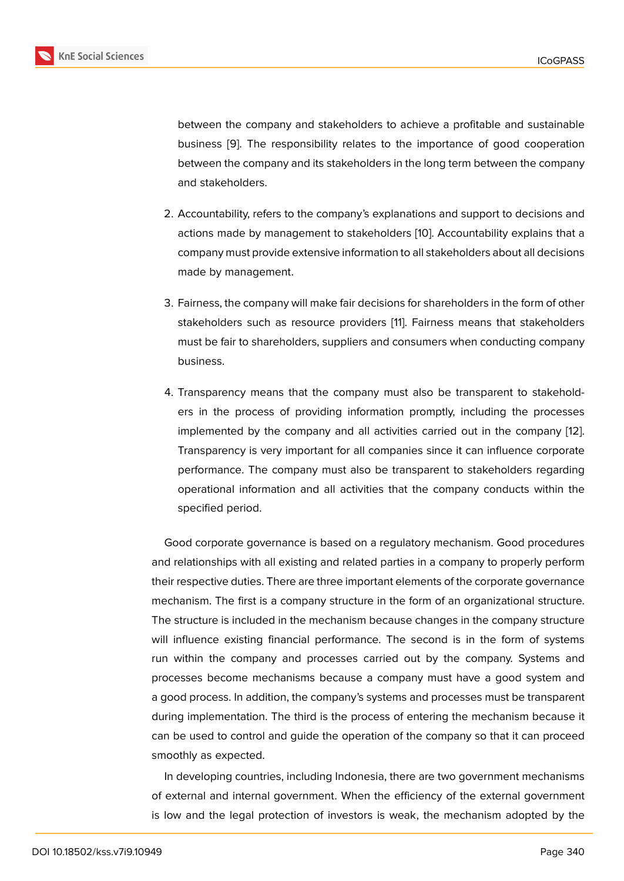between the company and stakeholders to achieve a profitable and sustainable business [9]. The responsibility relates to the importance of good cooperation between the company and its stakeholders in the long term between the company and stakeholders.

2. Accountability, refers to the company's explanations and support to decisions and actions made by management to stakeholders [10]. Accountability explains that a company must provide extensive information to all stakeholders about all decisions made by management.

3. Fairness, the company will make fair decisions for shareholders in the form of other stakeholders such as resource providers [11]. Fairness means that stakeholders must be fair to shareholders, suppliers and consumers when conducting company business.

4. Transparency means that the company must also be transparent to stakeholders in the process of providing information promptly, including the processes implemented by the company and all activities carried out in the company [12]. Transparency is very important for all companies since it can influence corporate performance. The company must also be transparent to stakeholders regarding operational information and all activities that the company conducts within the specified period.

Good corporate governance is based on a regulatory mechanism. Good procedures and relationships with all existing and related parties in a company to properly perform their respective duties. There are three important elements of the corporate governance mechanism. The first is a company structure in the form of an organizational structure. The structure is included in the mechanism because changes in the company structure will influence existing financial performance. The second is in the form of systems run within the company and processes carried out by the company. Systems and processes become mechanisms because a company must have a good system and a good process. In addition, the company's systems and processes must be transparent during implementation. The third is the process of entering the mechanism because it can be used to control and guide the operation of the company so that it can proceed smoothly as expected.

In developing countries, including Indonesia, there are two government mechanisms of external and internal government. When the efficiency of the external government is low and the legal protection of investors is weak, the mechanism adopted by the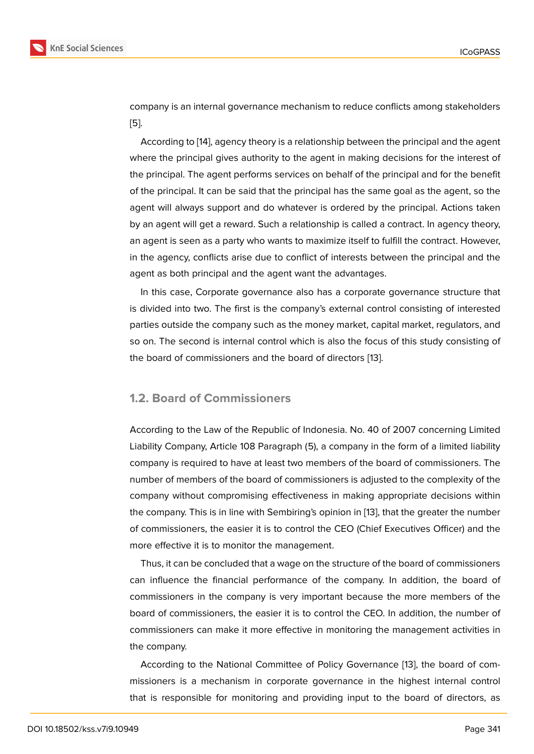company is an internal governance mechanism to reduce conflicts among stakeholders [5].

According to [14], agency theory is a relationship between the principal and the agent where the principal gives authority to the agent in making decisions for the interest of the principal. The agent performs services on behalf of the principal and for the benefit of the principal. It can be said that the principal has the same goal as the agent, so the agent will always support and do whatever is ordered by the principal. Actions taken by an agent will get a reward. Such a relationship is called a contract. In agency theory, an agent is seen as a party who wants to maximize itself to fulfill the contract. However, in the agency, conflicts arise due to conflict of interests between the principal and the agent as both principal and the agent want the advantages.

In this case, Corporate governance also has a corporate governance structure that is divided into two. The first is the company's external control consisting of interested parties outside the company such as the money market, capital market, regulators, and so on. The second is internal control which is also the focus of this study consisting of the board of commissioners and the board of directors [13].

## 1.2. Board of Commissioners

According to the Law of the Republic of Indonesia. No. 40 of 2007 concerning Limited Liability Company, Article 108 Paragraph (5), a company in the form of a limited liability company is required to have at least two members of the board of commissioners. The number of members of the board of commissioners is adjusted to the complexity of the company without compromising effectiveness in making appropriate decisions within the company. This is in line with Sembiring's opinion in [13], that the greater the number of commissioners, the easier it is to control the CEO (Chief Executives Officer) and the more effective it is to monitor the management.

Thus, it can be concluded that a wage on the structure of the board of commissioners can influence the financial performance of the company. In addition, the board of commissioners in the company is very important because the more members of the board of commissioners, the easier it is to control the CEO. In addition, the number of commissioners can make it more effective in monitoring the management activities in the company.

According to the National Committee of Policy Governance [13], the board of commissioners is a mechanism in corporate governance in the highest internal control that is responsible for monitoring and providing input to the board of directors, as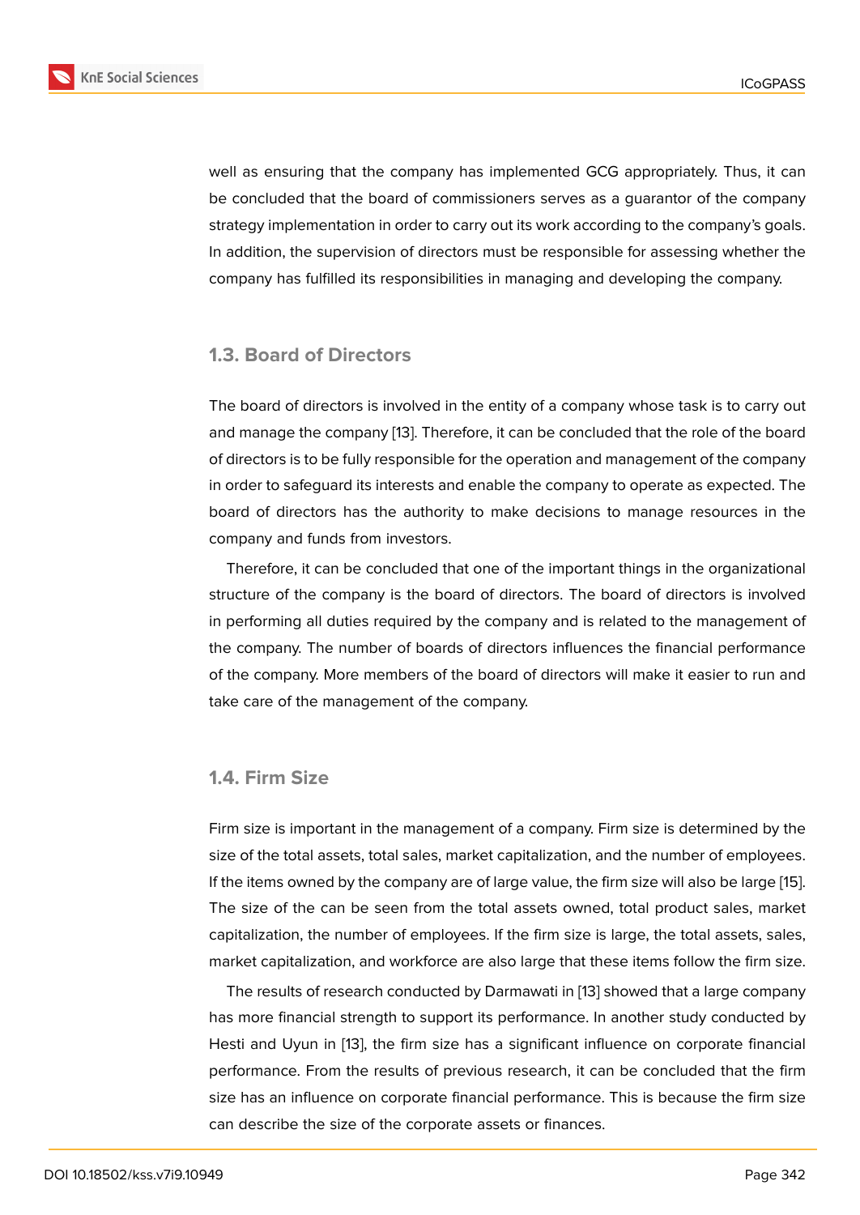well as ensuring that the company has implemented GCG appropriately. Thus, it can be concluded that the board of commissioners serves as a guarantor of the company strategy implementation in order to carry out its work according to the company's goals. In addition, the supervision of directors must be responsible for assessing whether the company has fulfilled its responsibilities in managing and developing the company.

### 1.3. Board of Directors

The board of directors is involved in the entity of a company whose task is to carry out and manage the company [13]. Therefore, it can be concluded that the role of the board of directors is to be fully responsible for the operation and management of the company in order to safeguard its interests and enable the company to operate as expected. The board of directors has the authority to make decisions to manage resources in the company and funds from investors.

Therefore, it can be concluded that one of the important things in the organizational structure of the company is the board of directors. The board of directors is involved in performing all duties required by the company and is related to the management of the company. The number of boards of directors influences the financial performance of the company. More members of the board of directors will make it easier to run and take care of the management of the company.

### 1.4. Firm Size

Firm size is important in the management of a company. Firm size is determined by the size of the total assets, total sales, market capitalization, and the number of employees. If the items owned by the company are of large value, the firm size will also be large [15]. The size of the can be seen from the total assets owned, total product sales, market capitalization, the number of employees. If the firm size is large, the total assets, sales, market capitalization, and workforce are also large that these items follow the firm size.

The results of research conducted by Darmawati in [13] showed that a large company has more financial strength to support its performance. In another study conducted by Hesti and Uyun in [13], the firm size has a significant influence on corporate financial performance. From the results of previous research, it can be concluded that the firm size has an influence on corporate financial performance. This is because the firm size can describe the size of the corporate assets or finances.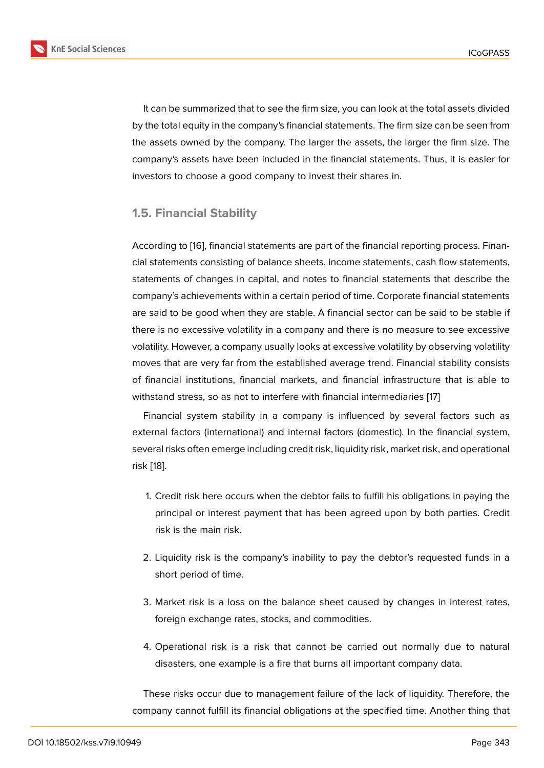It can be summarized that to see the firm size, you can look at the total assets divided by the total equity in the company's financial statements. The firm size can be seen from the assets owned by the company. The larger the assets, the larger the firm size. The company's assets have been included in the financial statements. Thus, it is easier for investors to choose a good company to invest their shares in.

### 1.5. Financial Stability

According to [16], financial statements are part of the financial reporting process. Financial statements consisting of balance sheets, income statements, cash flow statements, statements of changes in capital, and notes to financial statements that describe the company's achievements within a certain period of time. Corporate financial statements are said to be good when they are stable. A financial sector can be said to be stable if there is no excessive volatility in a company and there is no measure to see excessive volatility. However, a company usually looks at excessive volatility by observing volatility moves that are very far from the established average trend. Financial stability consists of financial institutions, financial markets, and financial infrastructure that is able to withstand stress, so as not to interfere with financial intermediaries [17]

Financial system stability in a company is influenced by several factors such as external factors (international) and internal factors (domestic). In the financial system, several risks often emerge including credit risk, liquidity risk, market risk, and operational risk [18].

1. Credit risk here occurs when the debtor fails to fulfill his obligations in paying the principal or interest payment that has been agreed upon by both parties. Credit risk is the main risk.

2. Liquidity risk is the company's inability to pay the debtor's requested funds in a short period of time.

3. Market risk is a loss on the balance sheet caused by changes in interest rates, foreign exchange rates, stocks, and commodities.

4. Operational risk is a risk that cannot be carried out normally due to natural disasters, one example is a fire that burns all important company data.

These risks occur due to management failure of the lack of liquidity. Therefore, the company cannot fulfill its financial obligations at the specified time. Another thing that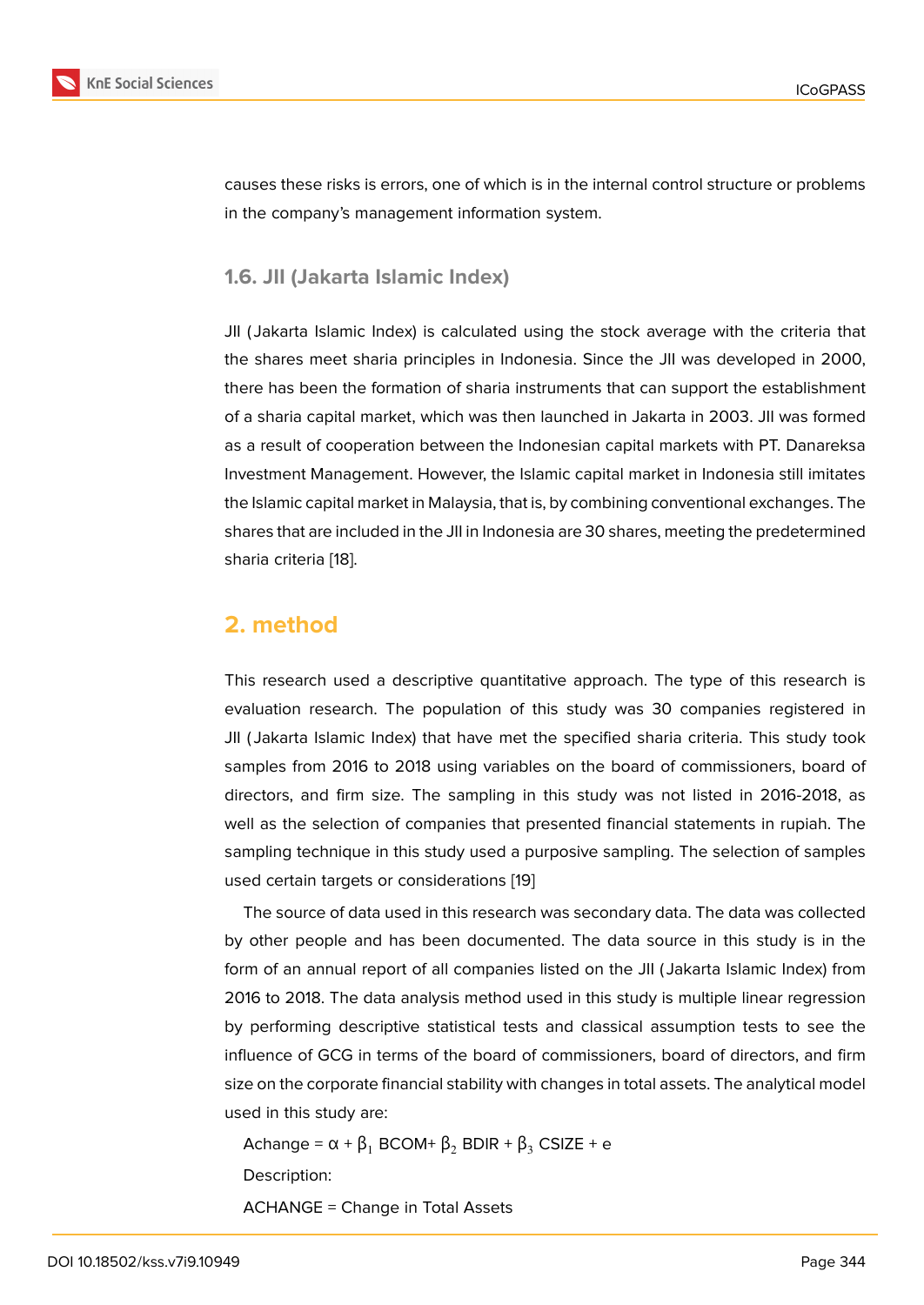causes these risks is errors, one of which is in the internal control structure or problems in the company's management information system.

### 1.6. JII (Jakarta Islamic Index)

JII (Jakarta Islamic Index) is calculated using the stock average with the criteria that the shares meet sharia principles in Indonesia. Since the JII was developed in 2000, there has been the formation of sharia instruments that can support the establishment of a sharia capital market, which was then launched in Jakarta in 2003. JII was formed as a result of cooperation between the Indonesian capital markets with PT. Danareksa Investment Management. However, the Islamic capital market in Indonesia still imitates the Islamic capital market in Malaysia, that is, by combining conventional exchanges. The shares that are included in the JII in Indonesia are 30 shares, meeting the predetermined sharia criteria [18].

## 2. method

This research used a descriptive quantitative approach. The type of this research is evaluation research. The population of this study was 30 companies registered in JII (Jakarta Islamic Index) that have met the specified sharia criteria. This study took samples from 2016 to 2018 using variables on the board of commissioners, board of directors, and firm size. The sampling in this study was not listed in 2016-2018, as well as the selection of companies that presented financial statements in rupiah. The sampling technique in this study used a purposive sampling. The selection of samples used certain targets or considerations [19]

The source of data used in this research was secondary data. The data was collected by other people and has been documented. The data source in this study is in the form of an annual report of all companies listed on the JII (Jakarta Islamic Index) from 2016 to 2018. The data analysis method used in this study is multiple linear regression by performing descriptive statistical tests and classical assumption tests to see the influence of GCG in terms of the board of commissioners, board of directors, and firm size on the corporate financial stability with changes in total assets. The analytical model used in this study are:

$$\text{Achange} = \alpha + \beta_1 \text{ BCOM} + \beta_2 \text{ BDIR} + \beta_3 \text{ CSIZE} + e$$

Description:

ACHANGE = Change in Total Assets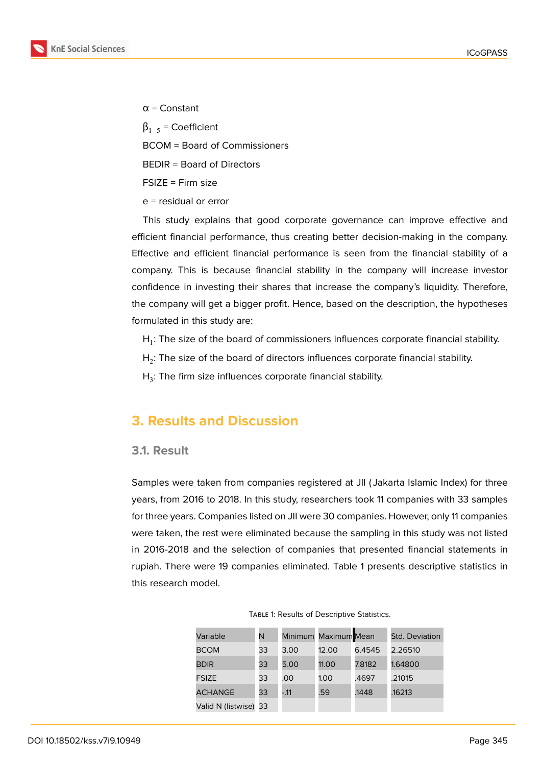α = Constant

$\beta_{1-5}$ = Coefficient

BCOM = Board of Commissioners

BEDIR = Board of Directors

FSIZE = Firm size

e = residual or error

This study explains that good corporate governance can improve effective and efficient financial performance, thus creating better decision-making in the company. Effective and efficient financial performance is seen from the financial stability of a company. This is because financial stability in the company will increase investor confidence in investing their shares that increase the company's liquidity. Therefore, the company will get a bigger profit. Hence, based on the description, the hypotheses formulated in this study are:

$H_1$: The size of the board of commissioners influences corporate financial stability.

$H_2$: The size of the board of directors influences corporate financial stability.

$H_3$: The firm size influences corporate financial stability.

## 3. Results and Discussion

### 3.1. Result

Samples were taken from companies registered at JII (Jakarta Islamic Index) for three years, from 2016 to 2018. In this study, researchers took 11 companies with 33 samples for three years. Companies listed on JII were 30 companies. However, only 11 companies were taken, the rest were eliminated because the sampling in this study was not listed in 2016-2018 and the selection of companies that presented financial statements in rupiah. There were 19 companies eliminated. Table 1 presents descriptive statistics in this research model.

Table 1: Results of Descriptive Statistics.

| Variable | N | Minimum | Maximum | Mean | Std. Deviation |
|---|---|---|---|---|---|
| BCOM | 33 | 3.00 | 12.00 | 6.4545 | 2.26510 |
| BDIR | 33 | 5.00 | 11.00 | 7.8182 | 1.64800 |
| FSIZE | 33 | .00 | 1.00 | .4697 | .21015 |
| ACHANGE | 33 | -.11 | .59 | .1448 | .16213 |
| Valid N (listwise) | 33 | | | | |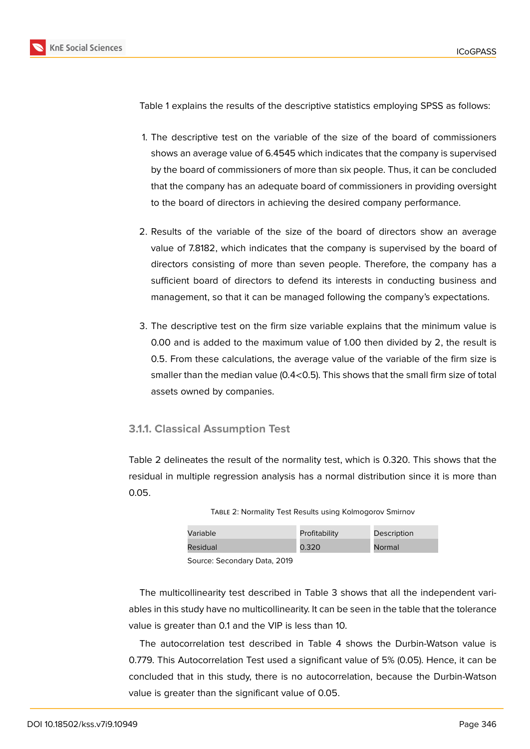Table 1 explains the results of the descriptive statistics employing SPSS as follows:

1. The descriptive test on the variable of the size of the board of commissioners shows an average value of 6.4545 which indicates that the company is supervised by the board of commissioners of more than six people. Thus, it can be concluded that the company has an adequate board of commissioners in providing oversight to the board of directors in achieving the desired company performance.

2. Results of the variable of the size of the board of directors show an average value of 7.8182, which indicates that the company is supervised by the board of directors consisting of more than seven people. Therefore, the company has a sufficient board of directors to defend its interests in conducting business and management, so that it can be managed following the company's expectations.

3. The descriptive test on the firm size variable explains that the minimum value is 0.00 and is added to the maximum value of 1.00 then divided by 2, the result is 0.5. From these calculations, the average value of the variable of the firm size is smaller than the median value (0.4<0.5). This shows that the small firm size of total assets owned by companies.

### 3.1.1. Classical Assumption Test

Table 2 delineates the result of the normality test, which is 0.320. This shows that the residual in multiple regression analysis has a normal distribution since it is more than 0.05.

Table 2: Normality Test Results using Kolmogorov Smirnov

| Variable | Profitability | Description |
|---|---|---|
| Residual | 0.320 | Normal |

Source: Secondary Data, 2019

The multicollinearity test described in Table 3 shows that all the independent variables in this study have no multicollinearity. It can be seen in the table that the tolerance value is greater than 0.1 and the VIP is less than 10.

The autocorrelation test described in Table 4 shows the Durbin-Watson value is 0.779. This Autocorrelation Test used a significant value of 5% (0.05). Hence, it can be concluded that in this study, there is no autocorrelation, because the Durbin-Watson value is greater than the significant value of 0.05.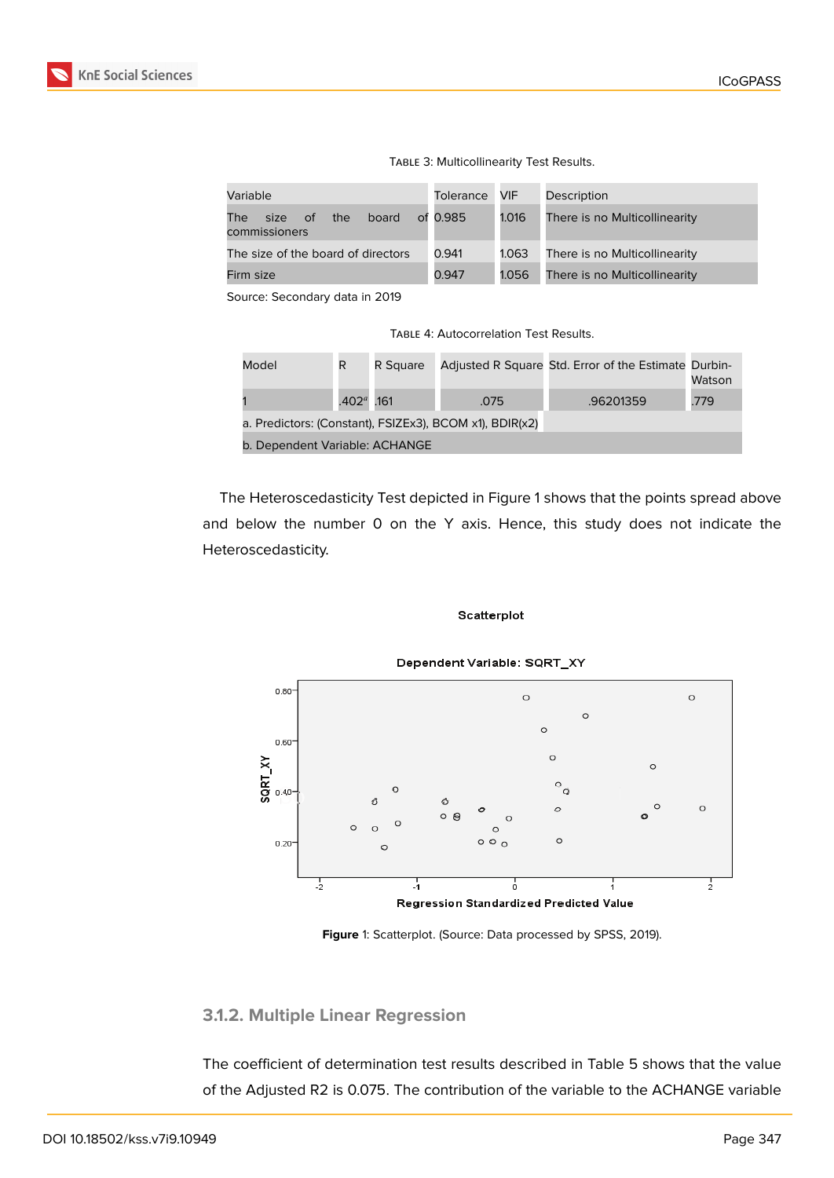Table 3: Multicollinearity Test Results.

| Variable | Tolerance | VIF | Description |
|---|---|---|---|
| The size of the board of commissioners | 0.985 | 1.016 | There is no Multicollinearity |
| The size of the board of directors | 0.941 | 1.063 | There is no Multicollinearity |
| Firm size | 0.947 | 1.056 | There is no Multicollinearity |

Source: Secondary data in 2019

Table 4: Autocorrelation Test Results.

| Model | R | R Square | Adjusted R Square | Std. Error of the Estimate | Durbin-Watson |
|---|---|---|---|---|---|
| 1 | .402[a] | .161 | .075 | .96201359 | .779 |
| a. Predictors: (Constant), FSIZEx3), BCOM x1), BDIR(x2) | | | | | |
| b. Dependent Variable: ACHANGE | | | | | |

The Heteroscedasticity Test depicted in Figure 1 shows that the points spread above and below the number 0 on the Y axis. Hence, this study does not indicate the Heteroscedasticity.

**Figure** 1: Scatterplot. (Source: Data processed by SPSS, 2019).

### 3.1.2. Multiple Linear Regression

The coefficient of determination test results described in Table 5 shows that the value of the Adjusted R2 is 0.075. The contribution of the variable to the ACHANGE variable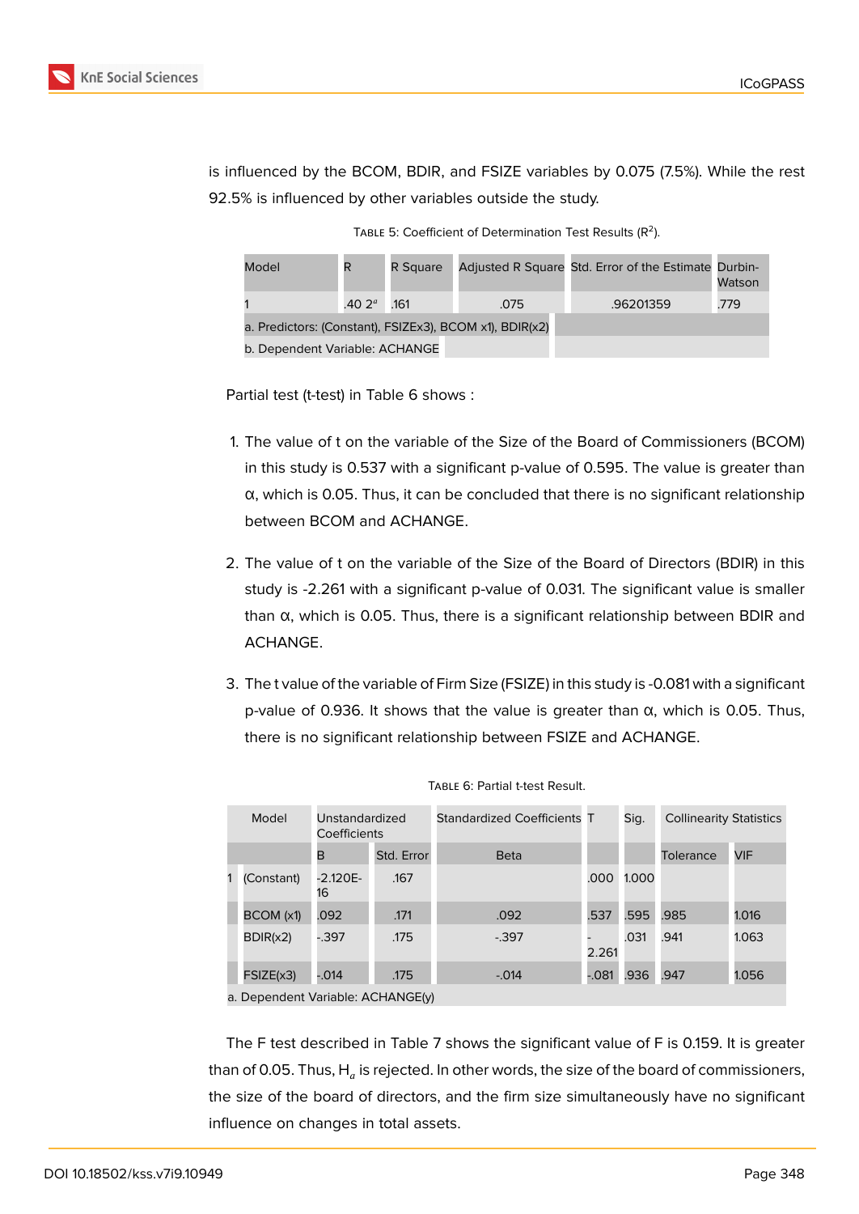is influenced by the BCOM, BDIR, and FSIZE variables by 0.075 (7.5%). While the rest 92.5% is influenced by other variables outside the study.

Table 5: Coefficient of Determination Test Results ($R^2$).

| Model | R | R Square | Adjusted R Square | Std. Error of the Estimate | Durbin-Watson |
|---|---|---|---|---|---|
| 1 | .40 2[a] | .161 | .075 | .96201359 | .779 |
| a. Predictors: (Constant), FSIZEx3), BCOM x1), BDIR(x2) | | | | | |
| b. Dependent Variable: ACHANGE | | | | | |

Partial test (t-test) in Table 6 shows :

1. The value of t on the variable of the Size of the Board of Commissioners (BCOM) in this study is 0.537 with a significant p-value of 0.595. The value is greater than α, which is 0.05. Thus, it can be concluded that there is no significant relationship between BCOM and ACHANGE.

2. The value of t on the variable of the Size of the Board of Directors (BDIR) in this study is -2.261 with a significant p-value of 0.031. The significant value is smaller than α, which is 0.05. Thus, there is a significant relationship between BDIR and ACHANGE.

3. The t value of the variable of Firm Size (FSIZE) in this study is -0.081 with a significant p-value of 0.936. It shows that the value is greater than α, which is 0.05. Thus, there is no significant relationship between FSIZE and ACHANGE.

Table 6: Partial t-test Result.

| Model | | Unstandardized Coefficients | | Standardized Coefficients | T | Sig. | Collinearity Statistics | |
|---|---|---|---|---|---|---|---|---|
| | | B | Std. Error | Beta | | | Tolerance | VIF |
| 1 | (Constant) | -2.120E-16 | .167 | | .000 | 1.000 | | |
| | BCOM (x1) | .092 | .171 | .092 | .537 | .595 | .985 | 1.016 |
| | BDIR(x2) | -.397 | .175 | -.397 | -2.261 | .031 | .941 | 1.063 |
| | FSIZE(x3) | -.014 | .175 | -.014 | -.081 | .936 | .947 | 1.056 |
| a. Dependent Variable: ACHANGE(y) | | | | | | | | |

The F test described in Table 7 shows the significant value of F is 0.159. It is greater than of 0.05. Thus, $H_a$ is rejected. In other words, the size of the board of commissioners, the size of the board of directors, and the firm size simultaneously have no significant influence on changes in total assets.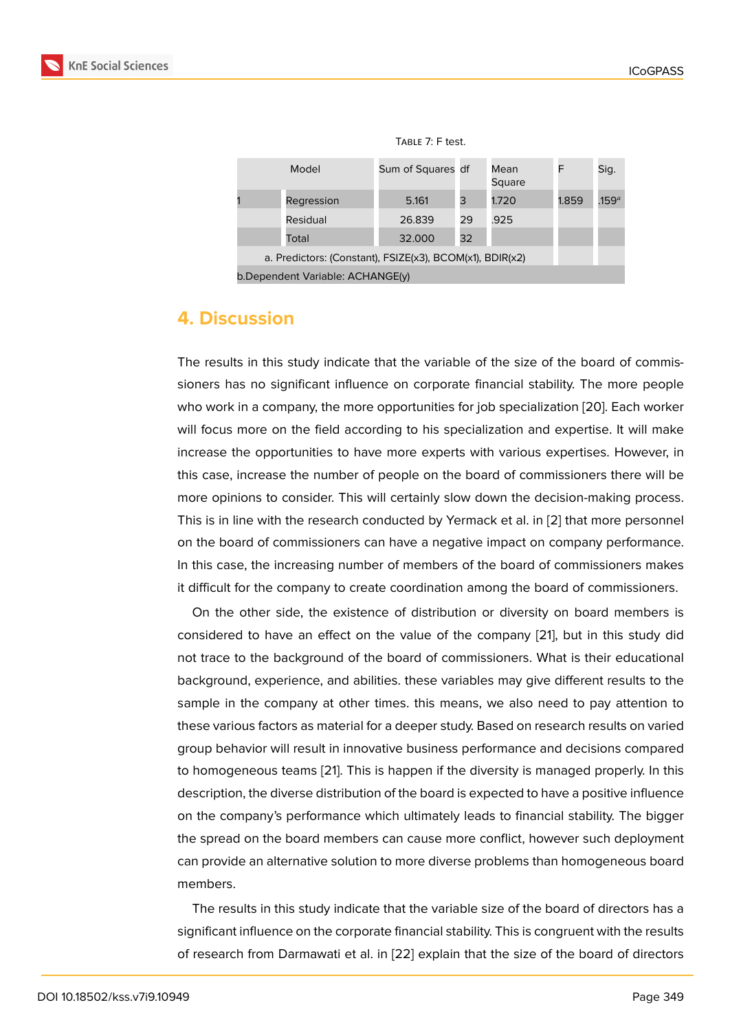Table 7: F test.

| Model | | Sum of Squares | df | Mean Square | F | Sig. |
|---|---|---|---|---|---|---|
| 1 | Regression | 5.161 | 3 | 1.720 | 1.859 | .159[a] |
| | Residual | 26.839 | 29 | .925 | | |
| | Total | 32.000 | 32 | | | |
| a. Predictors: (Constant), FSIZE(x3), BCOM(x1), BDIR(x2) | | | | | | |
| b.Dependent Variable: ACHANGE(y) | | | | | | |

## 4. Discussion

The results in this study indicate that the variable of the size of the board of commissioners has no significant influence on corporate financial stability. The more people who work in a company, the more opportunities for job specialization [20]. Each worker will focus more on the field according to his specialization and expertise. It will make increase the opportunities to have more experts with various expertises. However, in this case, increase the number of people on the board of commissioners there will be more opinions to consider. This will certainly slow down the decision-making process. This is in line with the research conducted by Yermack et al. in [2] that more personnel on the board of commissioners can have a negative impact on company performance. In this case, the increasing number of members of the board of commissioners makes it difficult for the company to create coordination among the board of commissioners.

On the other side, the existence of distribution or diversity on board members is considered to have an effect on the value of the company [21], but in this study did not trace to the background of the board of commissioners. What is their educational background, experience, and abilities. these variables may give different results to the sample in the company at other times. this means, we also need to pay attention to these various factors as material for a deeper study. Based on research results on varied group behavior will result in innovative business performance and decisions compared to homogeneous teams [21]. This is happen if the diversity is managed properly. In this description, the diverse distribution of the board is expected to have a positive influence on the company's performance which ultimately leads to financial stability. The bigger the spread on the board members can cause more conflict, however such deployment can provide an alternative solution to more diverse problems than homogeneous board members.

The results in this study indicate that the variable size of the board of directors has a significant influence on the corporate financial stability. This is congruent with the results of research from Darmawati et al. in [22] explain that the size of the board of directors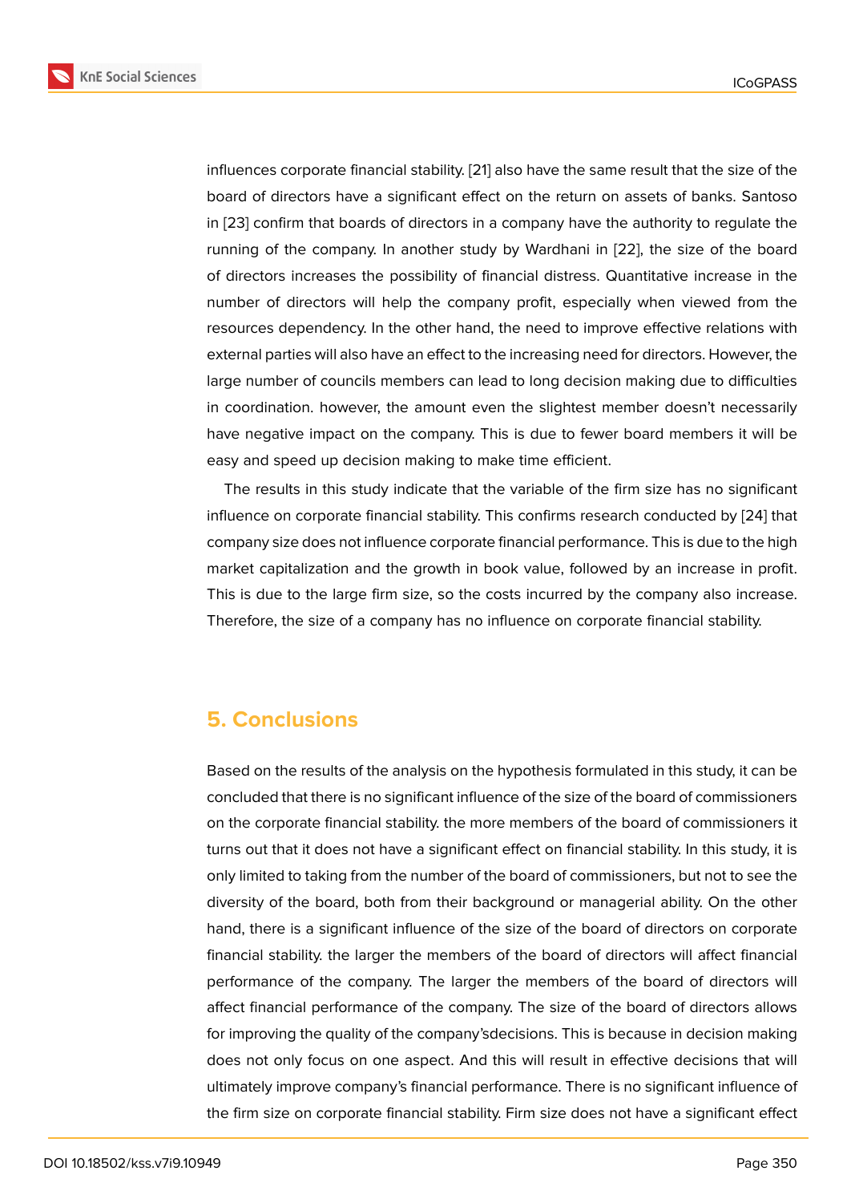influences corporate financial stability. [21] also have the same result that the size of the board of directors have a significant effect on the return on assets of banks. Santoso in [23] confirm that boards of directors in a company have the authority to regulate the running of the company. In another study by Wardhani in [22], the size of the board of directors increases the possibility of financial distress. Quantitative increase in the number of directors will help the company profit, especially when viewed from the resources dependency. In the other hand, the need to improve effective relations with external parties will also have an effect to the increasing need for directors. However, the large number of councils members can lead to long decision making due to difficulties in coordination. however, the amount even the slightest member doesn't necessarily have negative impact on the company. This is due to fewer board members it will be easy and speed up decision making to make time efficient.

The results in this study indicate that the variable of the firm size has no significant influence on corporate financial stability. This confirms research conducted by [24] that company size does not influence corporate financial performance. This is due to the high market capitalization and the growth in book value, followed by an increase in profit. This is due to the large firm size, so the costs incurred by the company also increase. Therefore, the size of a company has no influence on corporate financial stability.

## 5. Conclusions

Based on the results of the analysis on the hypothesis formulated in this study, it can be concluded that there is no significant influence of the size of the board of commissioners on the corporate financial stability. the more members of the board of commissioners it turns out that it does not have a significant effect on financial stability. In this study, it is only limited to taking from the number of the board of commissioners, but not to see the diversity of the board, both from their background or managerial ability. On the other hand, there is a significant influence of the size of the board of directors on corporate financial stability. the larger the members of the board of directors will affect financial performance of the company. The larger the members of the board of directors will affect financial performance of the company. The size of the board of directors allows for improving the quality of the company'sdecisions. This is because in decision making does not only focus on one aspect. And this will result in effective decisions that will ultimately improve company's financial performance. There is no significant influence of the firm size on corporate financial stability. Firm size does not have a significant effect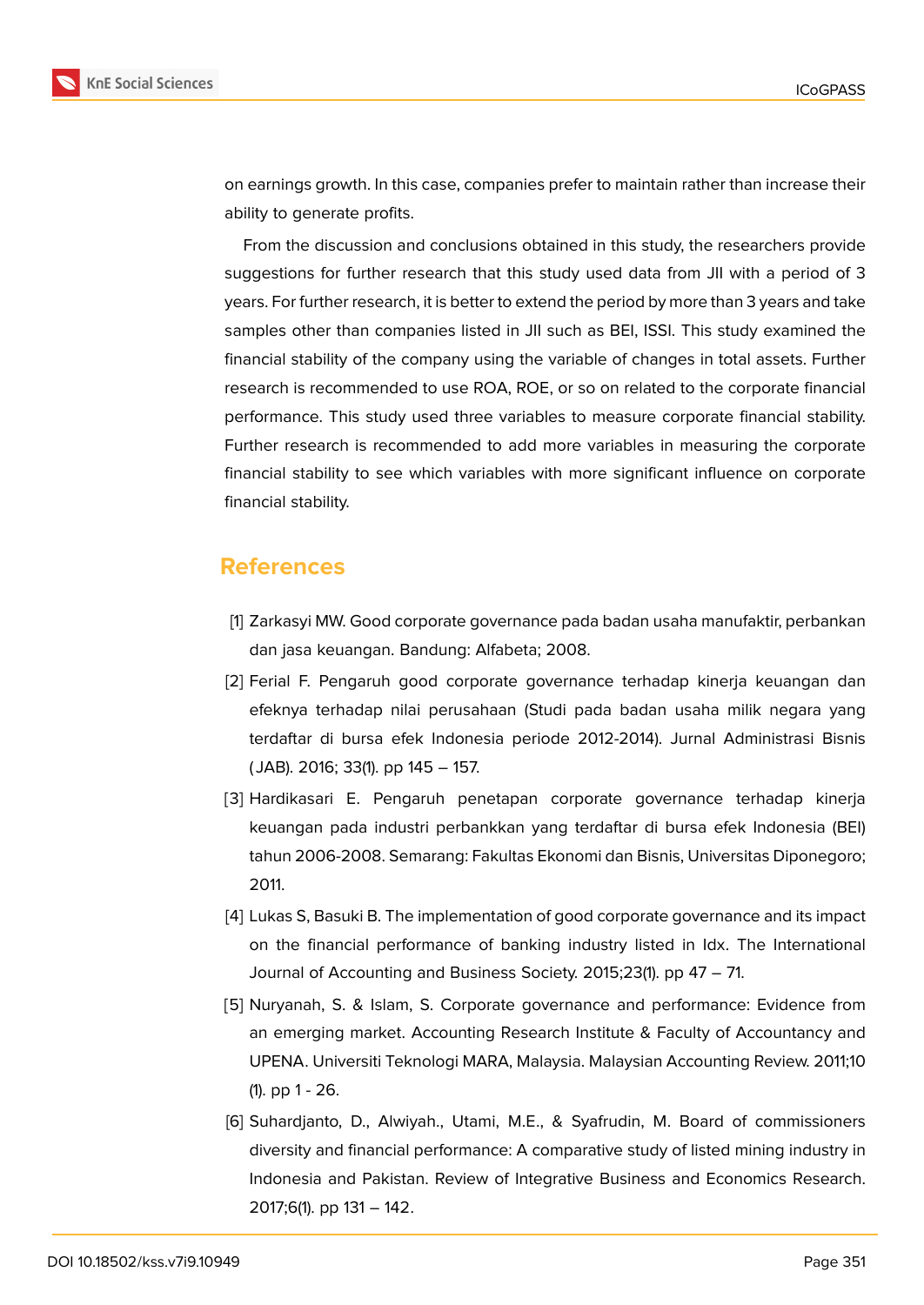on earnings growth. In this case, companies prefer to maintain rather than increase their ability to generate profits.

From the discussion and conclusions obtained in this study, the researchers provide suggestions for further research that this study used data from JII with a period of 3 years. For further research, it is better to extend the period by more than 3 years and take samples other than companies listed in JII such as BEI, ISSI. This study examined the financial stability of the company using the variable of changes in total assets. Further research is recommended to use ROA, ROE, or so on related to the corporate financial performance. This study used three variables to measure corporate financial stability. Further research is recommended to add more variables in measuring the corporate financial stability to see which variables with more significant influence on corporate financial stability.

## References

[1] Zarkasyi MW. Good corporate governance pada badan usaha manufaktir, perbankan dan jasa keuangan. Bandung: Alfabeta; 2008.

[2] Ferial F. Pengaruh good corporate governance terhadap kinerja keuangan dan efeknya terhadap nilai perusahaan (Studi pada badan usaha milik negara yang terdaftar di bursa efek Indonesia periode 2012-2014). Jurnal Administrasi Bisnis (JAB). 2016; 33(1). pp 145 – 157.

[3] Hardikasari E. Pengaruh penetapan corporate governance terhadap kinerja keuangan pada industri perbankkan yang terdaftar di bursa efek Indonesia (BEI) tahun 2006-2008. Semarang: Fakultas Ekonomi dan Bisnis, Universitas Diponegoro; 2011.

[4] Lukas S, Basuki B. The implementation of good corporate governance and its impact on the financial performance of banking industry listed in Idx. The International Journal of Accounting and Business Society. 2015;23(1). pp 47 – 71.

[5] Nuryanah, S. & Islam, S. Corporate governance and performance: Evidence from an emerging market. Accounting Research Institute & Faculty of Accountancy and UPENA. Universiti Teknologi MARA, Malaysia. Malaysian Accounting Review. 2011;10 (1). pp 1 - 26.

[6] Suhardjanto, D., Alwiyah., Utami, M.E., & Syafrudin, M. Board of commissioners diversity and financial performance: A comparative study of listed mining industry in Indonesia and Pakistan. Review of Integrative Business and Economics Research. 2017;6(1). pp 131 – 142.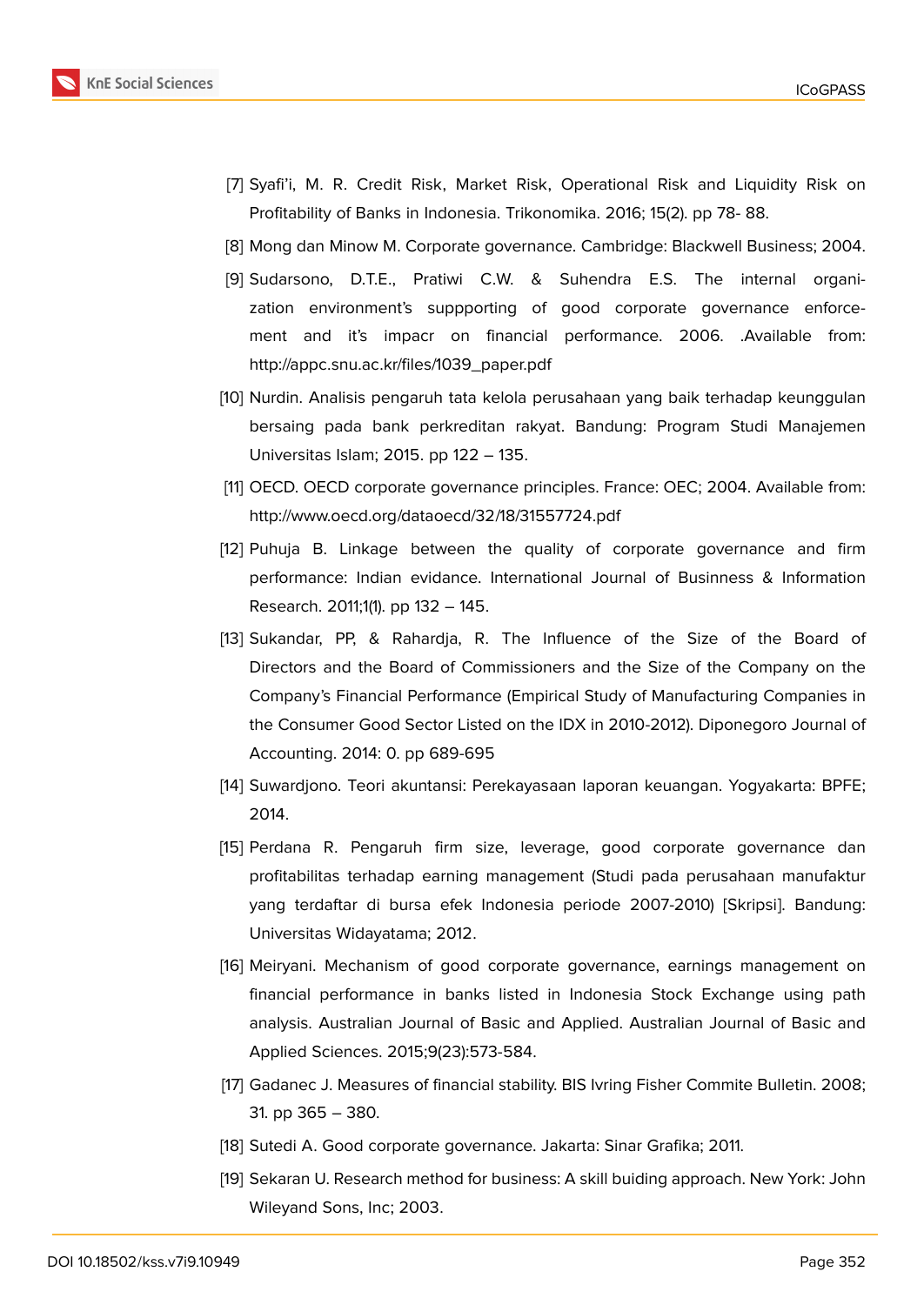[7] Syafi'i, M. R. Credit Risk, Market Risk, Operational Risk and Liquidity Risk on Profitability of Banks in Indonesia. Trikonomika. 2016; 15(2). pp 78- 88.

[8] Mong dan Minow M. Corporate governance. Cambridge: Blackwell Business; 2004.

[9] Sudarsono, D.T.E., Pratiwi C.W. & Suhendra E.S. The internal organization environment's suppporting of good corporate governance enforcement and it's impacr on financial performance. 2006. .Available from: http://appc.snu.ac.kr/files/1039_paper.pdf

[10] Nurdin. Analisis pengaruh tata kelola perusahaan yang baik terhadap keunggulan bersaing pada bank perkreditan rakyat. Bandung: Program Studi Manajemen Universitas Islam; 2015. pp 122 – 135.

[11] OECD. OECD corporate governance principles. France: OEC; 2004. Available from: http://www.oecd.org/dataoecd/32/18/31557724.pdf

[12] Puhuja B. Linkage between the quality of corporate governance and firm performance: Indian evidance. International Journal of Businness & Information Research. 2011;1(1). pp 132 – 145.

[13] Sukandar, PP, & Rahardja, R. The Influence of the Size of the Board of Directors and the Board of Commissioners and the Size of the Company on the Company's Financial Performance (Empirical Study of Manufacturing Companies in the Consumer Good Sector Listed on the IDX in 2010-2012). Diponegoro Journal of Accounting. 2014: 0. pp 689-695

[14] Suwardjono. Teori akuntansi: Perekayasaan laporan keuangan. Yogyakarta: BPFE; 2014.

[15] Perdana R. Pengaruh firm size, leverage, good corporate governance dan profitabilitas terhadap earning management (Studi pada perusahaan manufaktur yang terdaftar di bursa efek Indonesia periode 2007-2010) [Skripsi]. Bandung: Universitas Widayatama; 2012.

[16] Meiryani. Mechanism of good corporate governance, earnings management on financial performance in banks listed in Indonesia Stock Exchange using path analysis. Australian Journal of Basic and Applied. Australian Journal of Basic and Applied Sciences. 2015;9(23):573-584.

[17] Gadanec J. Measures of financial stability. BIS Ivring Fisher Commite Bulletin. 2008; 31. pp 365 – 380.

[18] Sutedi A. Good corporate governance. Jakarta: Sinar Grafika; 2011.

[19] Sekaran U. Research method for business: A skill buiding approach. New York: John Wileyand Sons, Inc; 2003.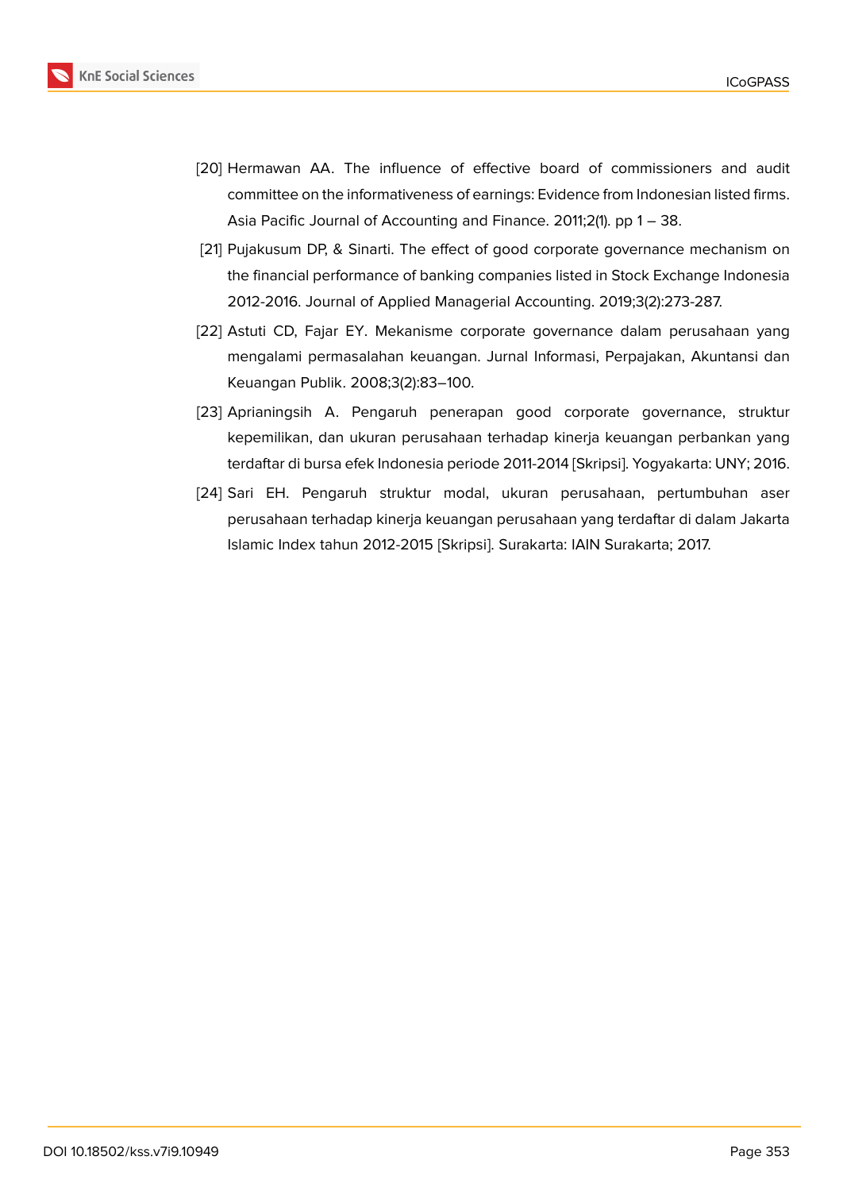[20] Hermawan AA. The influence of effective board of commissioners and audit committee on the informativeness of earnings: Evidence from Indonesian listed firms. Asia Pacific Journal of Accounting and Finance. 2011;2(1). pp 1 – 38.

[21] Pujakusum DP, & Sinarti. The effect of good corporate governance mechanism on the financial performance of banking companies listed in Stock Exchange Indonesia 2012-2016. Journal of Applied Managerial Accounting. 2019;3(2):273-287.

[22] Astuti CD, Fajar EY. Mekanisme corporate governance dalam perusahaan yang mengalami permasalahan keuangan. Jurnal Informasi, Perpajakan, Akuntansi dan Keuangan Publik. 2008;3(2):83–100.

[23] Aprianingsih A. Pengaruh penerapan good corporate governance, struktur kepemilikan, dan ukuran perusahaan terhadap kinerja keuangan perbankan yang terdaftar di bursa efek Indonesia periode 2011-2014 [Skripsi]. Yogyakarta: UNY; 2016.

[24] Sari EH. Pengaruh struktur modal, ukuran perusahaan, pertumbuhan aser perusahaan terhadap kinerja keuangan perusahaan yang terdaftar di dalam Jakarta Islamic Index tahun 2012-2015 [Skripsi]. Surakarta: IAIN Surakarta; 2017.